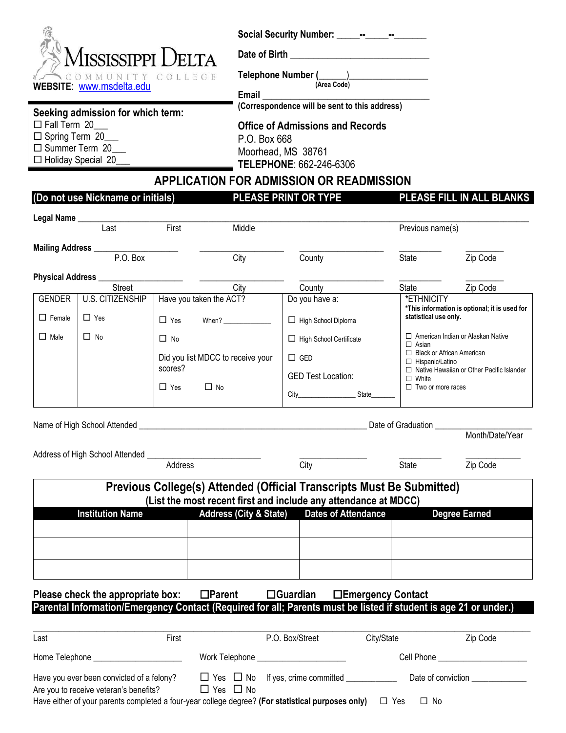**MISSISSIPPI DELTA**
COMMUNITY COLLEGE
**WEBSITE**: www.msdelta.edu

**Social Security Number:** _____--_____--_______

**Date of Birth** ______________________________

**Telephone Number** (______)________________
(Area Code)

**Email** ______________________________
**(Correspondence will be sent to this address)**

**Seeking admission for which term:**
- ☐ Fall Term 20___
- ☐ Spring Term 20___
- ☐ Summer Term 20___
- ☐ Holiday Special 20___

**Office of Admissions and Records**
P.O. Box 668
Moorhead, MS 38761
**TELEPHONE**: 662-246-6306

# APPLICATION FOR ADMISSION OR READMISSION

**(Do not use Nickname or initials)** **PLEASE PRINT OR TYPE** **PLEASE FILL IN ALL BLANKS**

**Legal Name** ____________________________________________________________
Last First Middle Previous name(s)

**Mailing Address** ______________ ______________ ______________ ________ ________
P.O. Box City County State Zip Code

**Physical Address** ______________ ______________ ______________ ________ ________
Street City County State Zip Code

| GENDER | U.S. CITIZENSHIP | Have you taken the ACT? | Do you have a: | *ETHNICITY *This information is optional; it is used for statistical use only. |
|---|---|---|---|---|
| ☐ Female | ☐ Yes | ☐ Yes When? ____________ | ☐ High School Diploma | ☐ American Indian or Alaskan Native |
| ☐ Male | ☐ No | ☐ No | ☐ High School Certificate | ☐ Asian |
| | | Did you list MDCC to receive your scores? | ☐ GED | ☐ Black or African American |
| | | ☐ Yes ☐ No | GED Test Location: | ☐ Hispanic/Latino |
| | | | City______________ State______ | ☐ Native Hawaiian or Other Pacific Islander |
| | | | | ☐ White |
| | | | | ☐ Two or more races |

Name of High School Attended ______________________________________ Date of Graduation ____________________
Month/Date/Year

Address of High School Attended ______________________ ______________ ________ ____________
Address City State Zip Code

## Previous College(s) Attended (Official Transcripts Must Be Submitted)
**(List the most recent first and include any attendance at MDCC)**

| Institution Name | Address (City & State) | Dates of Attendance | Degree Earned |
|---|---|---|---|
| | | | |
| | | | |
| | | | |

**Please check the appropriate box:** ☐**Parent** ☐**Guardian** ☐**Emergency Contact**

**Parental Information/Emergency Contact (Required for all; Parents must be listed if student is age 21 or under.)**

______________________________________________________________________________
Last First P.O. Box/Street City/State Zip Code

Home Telephone ________________ Work Telephone ________________ Cell Phone ________________

Have you ever been convicted of a felony? ☐ Yes ☐ No If yes, crime committed __________ Date of conviction __________

Are you to receive veteran's benefits? ☐ Yes ☐ No

Have either of your parents completed a four-year college degree? **(For statistical purposes only)** ☐ Yes ☐ No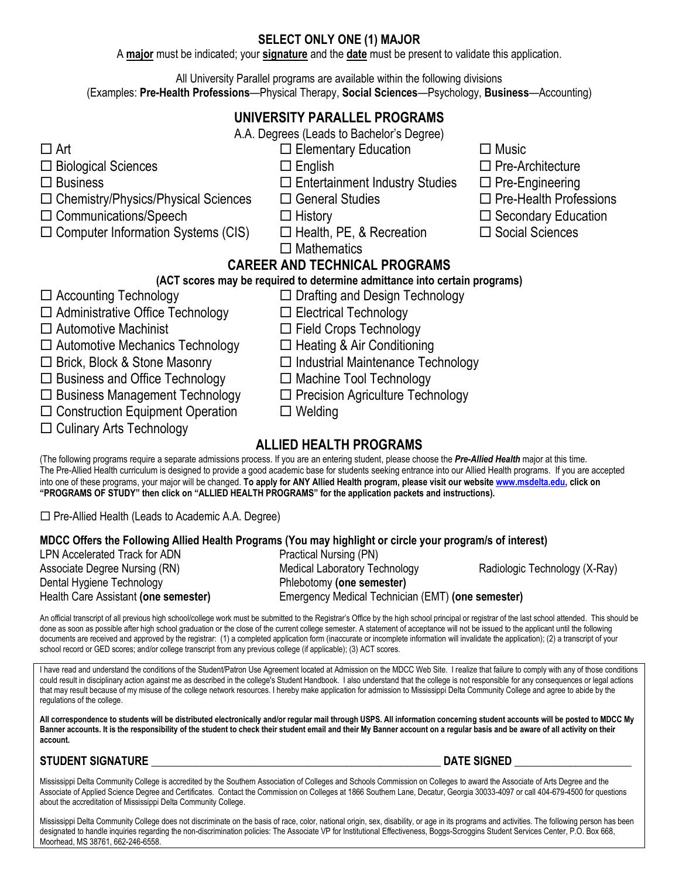## SELECT ONLY ONE (1) MAJOR

A **major** must be indicated; your **signature** and the **date** must be present to validate this application.

All University Parallel programs are available within the following divisions
(Examples: **Pre-Health Professions**—Physical Therapy, **Social Sciences**—Psychology, **Business**—Accounting)

## UNIVERSITY PARALLEL PROGRAMS

A.A. Degrees (Leads to Bachelor's Degree)

- ☐ Art
- ☐ Biological Sciences
- ☐ Business
- ☐ Chemistry/Physics/Physical Sciences
- ☐ Communications/Speech
- ☐ Computer Information Systems (CIS)
- ☐ Elementary Education
- ☐ English
- ☐ Entertainment Industry Studies
- ☐ General Studies
- ☐ History
- ☐ Health, PE, & Recreation
- ☐ Mathematics
- ☐ Music
- ☐ Pre-Architecture
- ☐ Pre-Engineering
- ☐ Pre-Health Professions
- ☐ Secondary Education
- ☐ Social Sciences

## CAREER AND TECHNICAL PROGRAMS

**(ACT scores may be required to determine admittance into certain programs)**

- ☐ Accounting Technology
- ☐ Administrative Office Technology
- ☐ Automotive Machinist
- ☐ Automotive Mechanics Technology
- ☐ Brick, Block & Stone Masonry
- ☐ Business and Office Technology
- ☐ Business Management Technology
- ☐ Construction Equipment Operation
- ☐ Culinary Arts Technology
- ☐ Drafting and Design Technology
- ☐ Electrical Technology
- ☐ Field Crops Technology
- ☐ Heating & Air Conditioning
- ☐ Industrial Maintenance Technology
- ☐ Machine Tool Technology
- ☐ Precision Agriculture Technology
- ☐ Welding

## ALLIED HEALTH PROGRAMS

(The following programs require a separate admissions process. If you are an entering student, please choose the ***Pre-Allied Health*** major at this time. The Pre-Allied Health curriculum is designed to provide a good academic base for students seeking entrance into our Allied Health programs. If you are accepted into one of these programs, your major will be changed. **To apply for ANY Allied Health program, please visit our website www.msdelta.edu, click on "PROGRAMS OF STUDY" then click on "ALLIED HEALTH PROGRAMS" for the application packets and instructions).**

☐ Pre-Allied Health (Leads to Academic A.A. Degree)

**MDCC Offers the Following Allied Health Programs (You may highlight or circle your program/s of interest)**

- LPN Accelerated Track for ADN
- Associate Degree Nursing (RN)
- Dental Hygiene Technology
- Health Care Assistant **(one semester)**
- Practical Nursing (PN)
- Medical Laboratory Technology
- Phlebotomy **(one semester)**
- Emergency Medical Technician (EMT) **(one semester)**
- Radiologic Technology (X-Ray)

An official transcript of all previous high school/college work must be submitted to the Registrar's Office by the high school principal or registrar of the last school attended. This should be done as soon as possible after high school graduation or the close of the current college semester. A statement of acceptance will not be issued to the applicant until the following documents are received and approved by the registrar: (1) a completed application form (inaccurate or incomplete information will invalidate the application); (2) a transcript of your school record or GED scores; and/or college transcript from any previous college (if applicable); (3) ACT scores.

I have read and understand the conditions of the Student/Patron Use Agreement located at Admission on the MDCC Web Site. I realize that failure to comply with any of those conditions could result in disciplinary action against me as described in the college's Student Handbook. I also understand that the college is not responsible for any consequences or legal actions that may result because of my misuse of the college network resources. I hereby make application for admission to Mississippi Delta Community College and agree to abide by the regulations of the college.

**All correspondence to students will be distributed electronically and/or regular mail through USPS. All information concerning student accounts will be posted to MDCC My Banner accounts. It is the responsibility of the student to check their student email and their My Banner account on a regular basis and be aware of all activity on their account.**

**STUDENT SIGNATURE** ______________________________ **DATE SIGNED** ____________________

Mississippi Delta Community College is accredited by the Southern Association of Colleges and Schools Commission on Colleges to award the Associate of Arts Degree and the Associate of Applied Science Degree and Certificates. Contact the Commission on Colleges at 1866 Southern Lane, Decatur, Georgia 30033-4097 or call 404-679-4500 for questions about the accreditation of Mississippi Delta Community College.

Mississippi Delta Community College does not discriminate on the basis of race, color, national origin, sex, disability, or age in its programs and activities. The following person has been designated to handle inquiries regarding the non-discrimination policies: The Associate VP for Institutional Effectiveness, Boggs-Scroggins Student Services Center, P.O. Box 668, Moorhead, MS 38761, 662-246-6558.